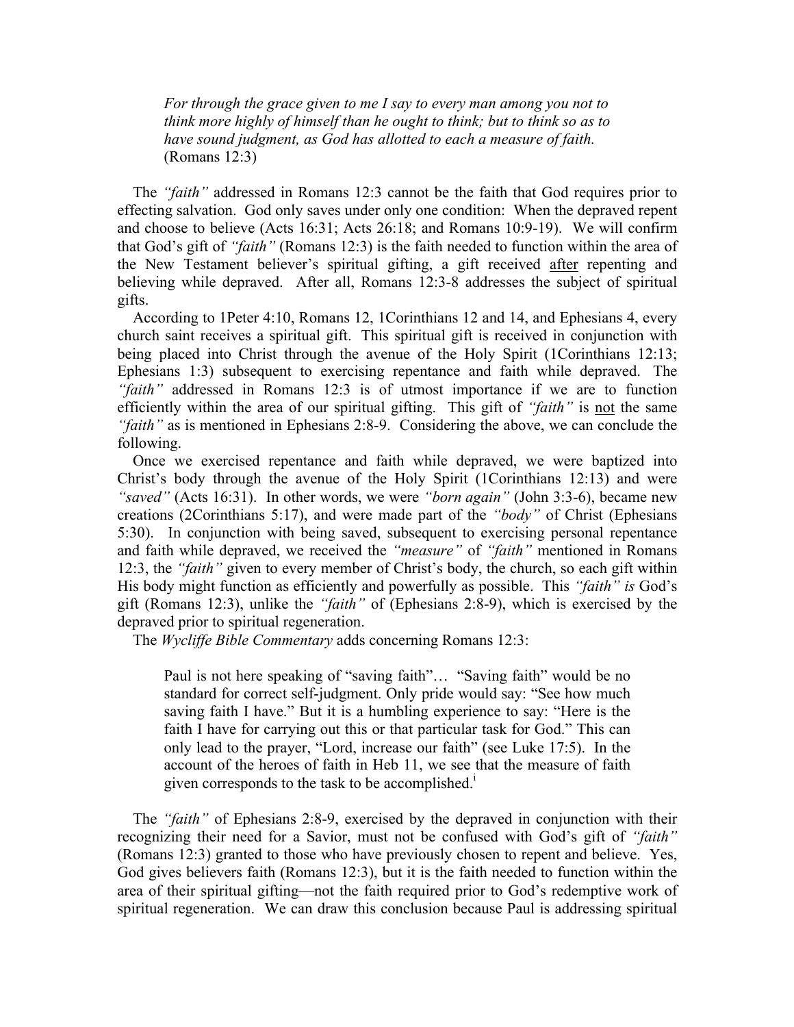> *For through the grace given to me I say to every man among you not to think more highly of himself than he ought to think; but to think so as to have sound judgment, as God has allotted to each a measure of faith.* (Romans 12:3)

The *"faith"* addressed in Romans 12:3 cannot be the faith that God requires prior to effecting salvation. God only saves under only one condition: When the depraved repent and choose to believe (Acts 16:31; Acts 26:18; and Romans 10:9-19). We will confirm that God's gift of *"faith"* (Romans 12:3) is the faith needed to function within the area of the New Testament believer's spiritual gifting, a gift received <u>after</u> repenting and believing while depraved. After all, Romans 12:3-8 addresses the subject of spiritual gifts.

According to 1Peter 4:10, Romans 12, 1Corinthians 12 and 14, and Ephesians 4, every church saint receives a spiritual gift. This spiritual gift is received in conjunction with being placed into Christ through the avenue of the Holy Spirit (1Corinthians 12:13; Ephesians 1:3) subsequent to exercising repentance and faith while depraved. The *"faith"* addressed in Romans 12:3 is of utmost importance if we are to function efficiently within the area of our spiritual gifting. This gift of *"faith"* is <u>not</u> the same *"faith"* as is mentioned in Ephesians 2:8-9. Considering the above, we can conclude the following.

Once we exercised repentance and faith while depraved, we were baptized into Christ's body through the avenue of the Holy Spirit (1Corinthians 12:13) and were *"saved"* (Acts 16:31). In other words, we were *"born again"* (John 3:3-6), became new creations (2Corinthians 5:17), and were made part of the *"body"* of Christ (Ephesians 5:30). In conjunction with being saved, subsequent to exercising personal repentance and faith while depraved, we received the *"measure"* of *"faith"* mentioned in Romans 12:3, the *"faith"* given to every member of Christ's body, the church, so each gift within His body might function as efficiently and powerfully as possible. This *"faith" is* God's gift (Romans 12:3), unlike the *"faith"* of (Ephesians 2:8-9), which is exercised by the depraved prior to spiritual regeneration.

The *Wycliffe Bible Commentary* adds concerning Romans 12:3:

> Paul is not here speaking of "saving faith"… "Saving faith" would be no standard for correct self-judgment. Only pride would say: "See how much saving faith I have." But it is a humbling experience to say: "Here is the faith I have for carrying out this or that particular task for God." This can only lead to the prayer, "Lord, increase our faith" (see Luke 17:5). In the account of the heroes of faith in Heb 11, we see that the measure of faith given corresponds to the task to be accomplished.[i]

The *"faith"* of Ephesians 2:8-9, exercised by the depraved in conjunction with their recognizing their need for a Savior, must not be confused with God's gift of *"faith"* (Romans 12:3) granted to those who have previously chosen to repent and believe. Yes, God gives believers faith (Romans 12:3), but it is the faith needed to function within the area of their spiritual gifting—not the faith required prior to God's redemptive work of spiritual regeneration. We can draw this conclusion because Paul is addressing spiritual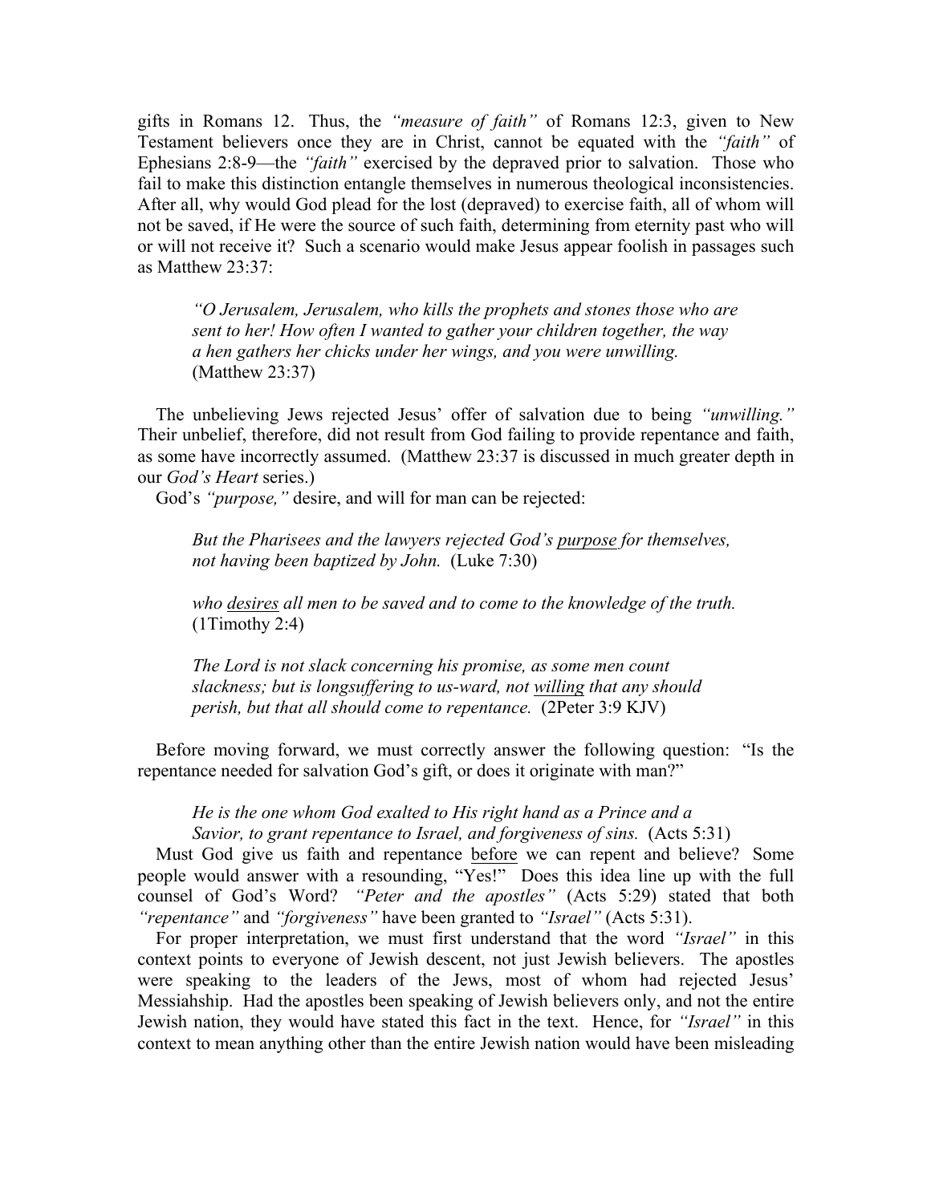gifts in Romans 12. Thus, the *"measure of faith"* of Romans 12:3, given to New Testament believers once they are in Christ, cannot be equated with the *"faith"* of Ephesians 2:8-9—the *"faith"* exercised by the depraved prior to salvation. Those who fail to make this distinction entangle themselves in numerous theological inconsistencies. After all, why would God plead for the lost (depraved) to exercise faith, all of whom will not be saved, if He were the source of such faith, determining from eternity past who will or will not receive it? Such a scenario would make Jesus appear foolish in passages such as Matthew 23:37:

> *"O Jerusalem, Jerusalem, who kills the prophets and stones those who are sent to her! How often I wanted to gather your children together, the way a hen gathers her chicks under her wings, and you were unwilling.* (Matthew 23:37)

The unbelieving Jews rejected Jesus' offer of salvation due to being *"unwilling."* Their unbelief, therefore, did not result from God failing to provide repentance and faith, as some have incorrectly assumed. (Matthew 23:37 is discussed in much greater depth in our *God's Heart* series.)

God's *"purpose,"* desire, and will for man can be rejected:

> *But the Pharisees and the lawyers rejected God's <u>purpose</u> for themselves, not having been baptized by John.* (Luke 7:30)
>
> *who <u>desires</u> all men to be saved and to come to the knowledge of the truth.* (1Timothy 2:4)
>
> *The Lord is not slack concerning his promise, as some men count slackness; but is longsuffering to us-ward, not <u>willing</u> that any should perish, but that all should come to repentance.* (2Peter 3:9 KJV)

Before moving forward, we must correctly answer the following question: "Is the repentance needed for salvation God's gift, or does it originate with man?"

> *He is the one whom God exalted to His right hand as a Prince and a Savior, to grant repentance to Israel, and forgiveness of sins.* (Acts 5:31)

Must God give us faith and repentance <u>before</u> we can repent and believe? Some people would answer with a resounding, "Yes!" Does this idea line up with the full counsel of God's Word? *"Peter and the apostles"* (Acts 5:29) stated that both *"repentance"* and *"forgiveness"* have been granted to *"Israel"* (Acts 5:31).

For proper interpretation, we must first understand that the word *"Israel"* in this context points to everyone of Jewish descent, not just Jewish believers. The apostles were speaking to the leaders of the Jews, most of whom had rejected Jesus' Messiahship. Had the apostles been speaking of Jewish believers only, and not the entire Jewish nation, they would have stated this fact in the text. Hence, for *"Israel"* in this context to mean anything other than the entire Jewish nation would have been misleading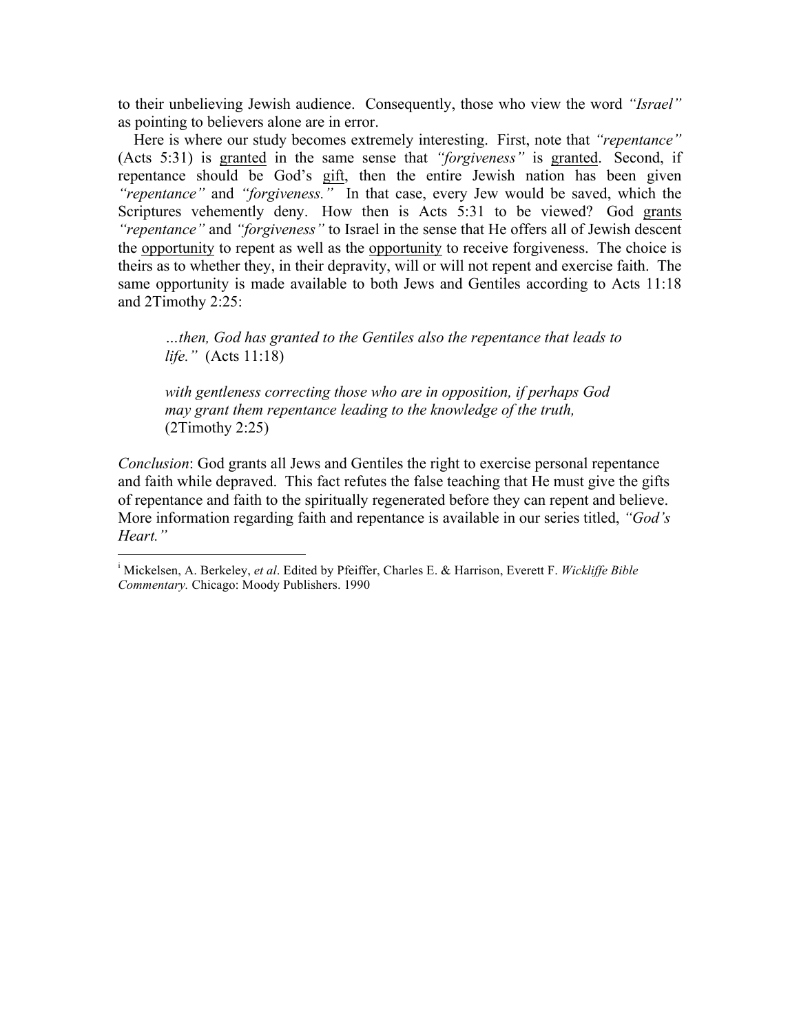to their unbelieving Jewish audience. Consequently, those who view the word *"Israel"* as pointing to believers alone are in error.

Here is where our study becomes extremely interesting. First, note that *"repentance"* (Acts 5:31) is <u>granted</u> in the same sense that *"forgiveness"* is <u>granted</u>. Second, if repentance should be God's <u>gift</u>, then the entire Jewish nation has been given *"repentance"* and *"forgiveness."* In that case, every Jew would be saved, which the Scriptures vehemently deny. How then is Acts 5:31 to be viewed? God <u>grants</u> *"repentance"* and *"forgiveness"* to Israel in the sense that He offers all of Jewish descent the <u>opportunity</u> to repent as well as the <u>opportunity</u> to receive forgiveness. The choice is theirs as to whether they, in their depravity, will or will not repent and exercise faith. The same opportunity is made available to both Jews and Gentiles according to Acts 11:18 and 2Timothy 2:25:

> *…then, God has granted to the Gentiles also the repentance that leads to life."* (Acts 11:18)

> *with gentleness correcting those who are in opposition, if perhaps God may grant them repentance leading to the knowledge of the truth,* (2Timothy 2:25)

*Conclusion*: God grants all Jews and Gentiles the right to exercise personal repentance and faith while depraved. This fact refutes the false teaching that He must give the gifts of repentance and faith to the spiritually regenerated before they can repent and believe. More information regarding faith and repentance is available in our series titled, *"God's Heart."*

---

[i] Mickelsen, A. Berkeley, *et al*. Edited by Pfeiffer, Charles E. & Harrison, Everett F. *Wickliffe Bible Commentary.* Chicago: Moody Publishers. 1990